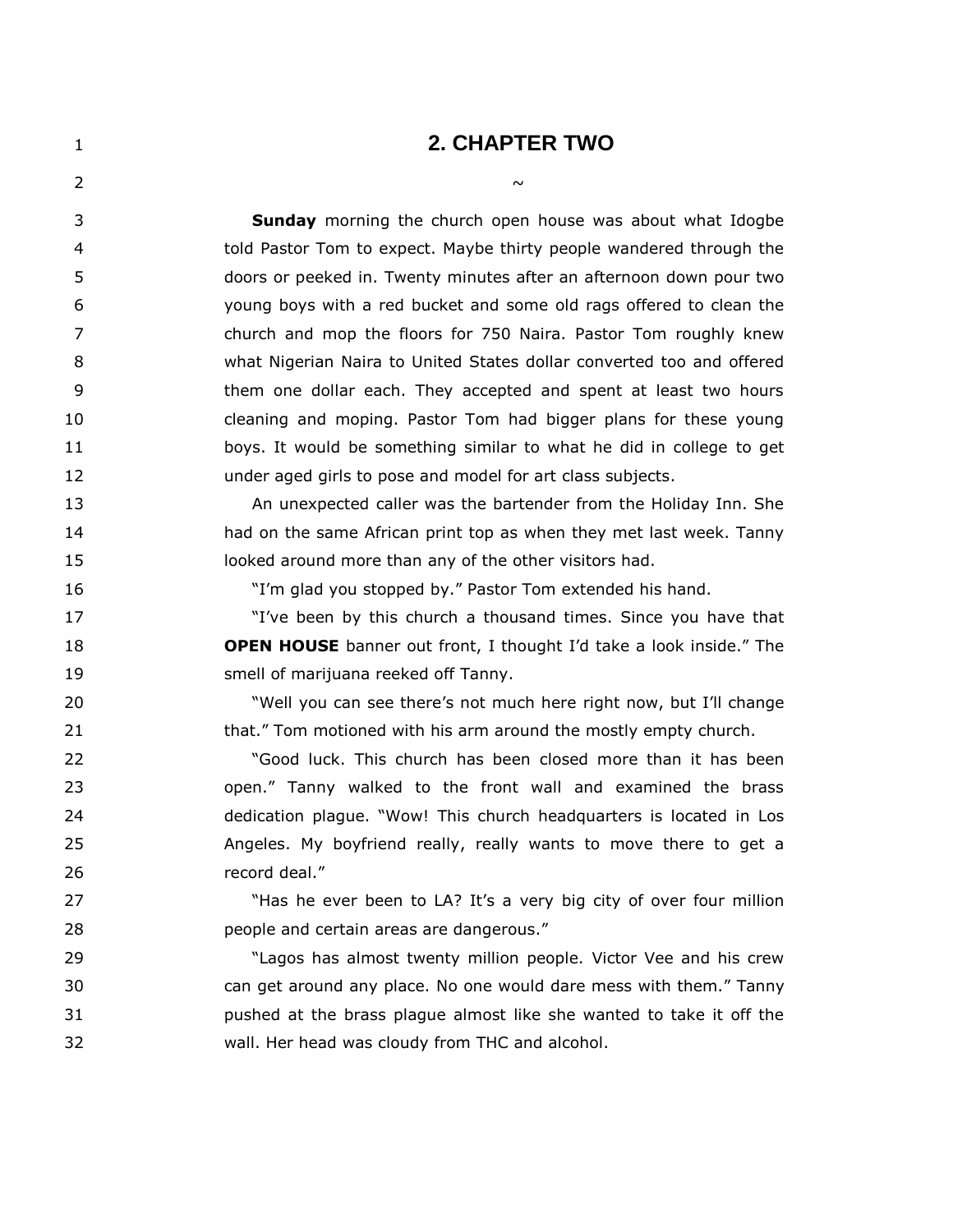# 2. CHAPTER TWO

~

**Sunday** morning the church open house was about what Idogbe told Pastor Tom to expect. Maybe thirty people wandered through the doors or peeked in. Twenty minutes after an afternoon down pour two young boys with a red bucket and some old rags offered to clean the church and mop the floors for 750 Naira. Pastor Tom roughly knew what Nigerian Naira to United States dollar converted too and offered them one dollar each. They accepted and spent at least two hours cleaning and moping. Pastor Tom had bigger plans for these young boys. It would be something similar to what he did in college to get under aged girls to pose and model for art class subjects.

An unexpected caller was the bartender from the Holiday Inn. She had on the same African print top as when they met last week. Tanny looked around more than any of the other visitors had.

"I'm glad you stopped by." Pastor Tom extended his hand.

"I've been by this church a thousand times. Since you have that **OPEN HOUSE** banner out front, I thought I'd take a look inside." The smell of marijuana reeked off Tanny.

"Well you can see there's not much here right now, but I'll change that." Tom motioned with his arm around the mostly empty church.

"Good luck. This church has been closed more than it has been open." Tanny walked to the front wall and examined the brass dedication plague. "Wow! This church headquarters is located in Los Angeles. My boyfriend really, really wants to move there to get a record deal."

"Has he ever been to LA? It's a very big city of over four million people and certain areas are dangerous."

"Lagos has almost twenty million people. Victor Vee and his crew can get around any place. No one would dare mess with them." Tanny pushed at the brass plague almost like she wanted to take it off the wall. Her head was cloudy from THC and alcohol.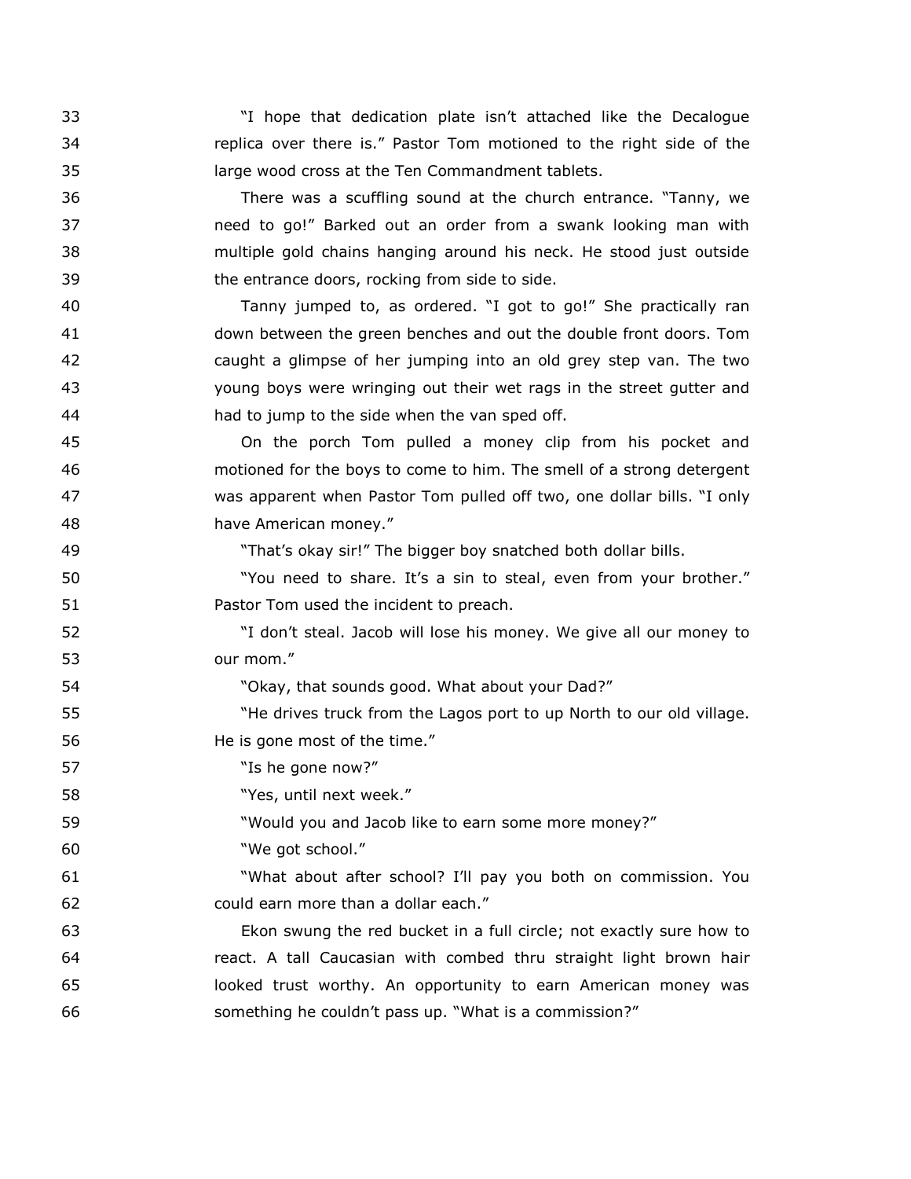"I hope that dedication plate isn't attached like the Decalogue replica over there is." Pastor Tom motioned to the right side of the large wood cross at the Ten Commandment tablets.

There was a scuffling sound at the church entrance. "Tanny, we need to go!" Barked out an order from a swank looking man with multiple gold chains hanging around his neck. He stood just outside the entrance doors, rocking from side to side.

Tanny jumped to, as ordered. "I got to go!" She practically ran down between the green benches and out the double front doors. Tom caught a glimpse of her jumping into an old grey step van. The two young boys were wringing out their wet rags in the street gutter and had to jump to the side when the van sped off.

On the porch Tom pulled a money clip from his pocket and motioned for the boys to come to him. The smell of a strong detergent was apparent when Pastor Tom pulled off two, one dollar bills. "I only have American money."

"That's okay sir!" The bigger boy snatched both dollar bills.

"You need to share. It's a sin to steal, even from your brother." Pastor Tom used the incident to preach.

"I don't steal. Jacob will lose his money. We give all our money to our mom."

"Okay, that sounds good. What about your Dad?"

"He drives truck from the Lagos port to up North to our old village. He is gone most of the time."

"Is he gone now?"

"Yes, until next week."

"Would you and Jacob like to earn some more money?"

"We got school."

"What about after school? I'll pay you both on commission. You could earn more than a dollar each."

Ekon swung the red bucket in a full circle; not exactly sure how to react. A tall Caucasian with combed thru straight light brown hair looked trust worthy. An opportunity to earn American money was something he couldn't pass up. "What is a commission?"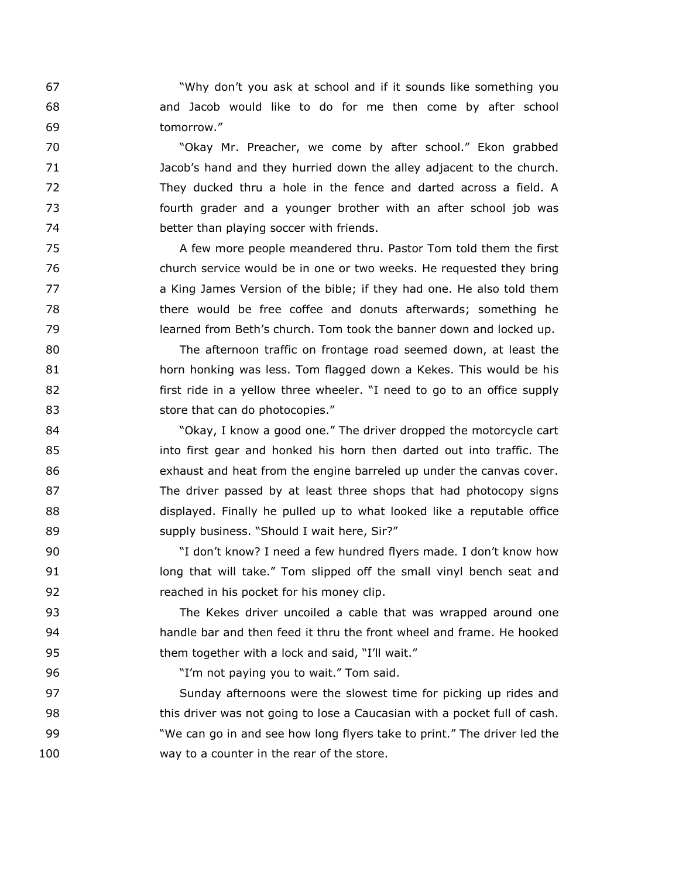"Why don't you ask at school and if it sounds like something you and Jacob would like to do for me then come by after school tomorrow."

"Okay Mr. Preacher, we come by after school." Ekon grabbed Jacob's hand and they hurried down the alley adjacent to the church. They ducked thru a hole in the fence and darted across a field. A fourth grader and a younger brother with an after school job was better than playing soccer with friends.

A few more people meandered thru. Pastor Tom told them the first church service would be in one or two weeks. He requested they bring a King James Version of the bible; if they had one. He also told them there would be free coffee and donuts afterwards; something he learned from Beth's church. Tom took the banner down and locked up.

The afternoon traffic on frontage road seemed down, at least the horn honking was less. Tom flagged down a Kekes. This would be his first ride in a yellow three wheeler. "I need to go to an office supply store that can do photocopies."

"Okay, I know a good one." The driver dropped the motorcycle cart into first gear and honked his horn then darted out into traffic. The exhaust and heat from the engine barreled up under the canvas cover. The driver passed by at least three shops that had photocopy signs displayed. Finally he pulled up to what looked like a reputable office supply business. "Should I wait here, Sir?"

"I don't know? I need a few hundred flyers made. I don't know how long that will take." Tom slipped off the small vinyl bench seat and reached in his pocket for his money clip.

The Kekes driver uncoiled a cable that was wrapped around one handle bar and then feed it thru the front wheel and frame. He hooked them together with a lock and said, "I'll wait."

"I'm not paying you to wait." Tom said.

Sunday afternoons were the slowest time for picking up rides and this driver was not going to lose a Caucasian with a pocket full of cash. "We can go in and see how long flyers take to print." The driver led the way to a counter in the rear of the store.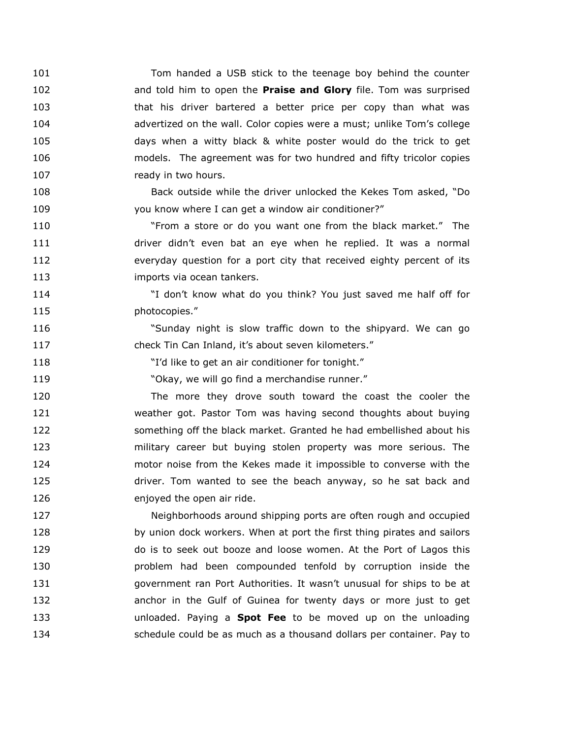Tom handed a USB stick to the teenage boy behind the counter and told him to open the **Praise and Glory** file. Tom was surprised that his driver bartered a better price per copy than what was advertized on the wall. Color copies were a must; unlike Tom's college days when a witty black & white poster would do the trick to get models. The agreement was for two hundred and fifty tricolor copies ready in two hours.

Back outside while the driver unlocked the Kekes Tom asked, "Do you know where I can get a window air conditioner?"

"From a store or do you want one from the black market." The driver didn't even bat an eye when he replied. It was a normal everyday question for a port city that received eighty percent of its imports via ocean tankers.

"I don't know what do you think? You just saved me half off for photocopies."

"Sunday night is slow traffic down to the shipyard. We can go check Tin Can Inland, it's about seven kilometers."

"I'd like to get an air conditioner for tonight."

"Okay, we will go find a merchandise runner."

The more they drove south toward the coast the cooler the weather got. Pastor Tom was having second thoughts about buying something off the black market. Granted he had embellished about his military career but buying stolen property was more serious. The motor noise from the Kekes made it impossible to converse with the driver. Tom wanted to see the beach anyway, so he sat back and enjoyed the open air ride.

Neighborhoods around shipping ports are often rough and occupied by union dock workers. When at port the first thing pirates and sailors do is to seek out booze and loose women. At the Port of Lagos this problem had been compounded tenfold by corruption inside the government ran Port Authorities. It wasn't unusual for ships to be at anchor in the Gulf of Guinea for twenty days or more just to get unloaded. Paying a **Spot Fee** to be moved up on the unloading schedule could be as much as a thousand dollars per container. Pay to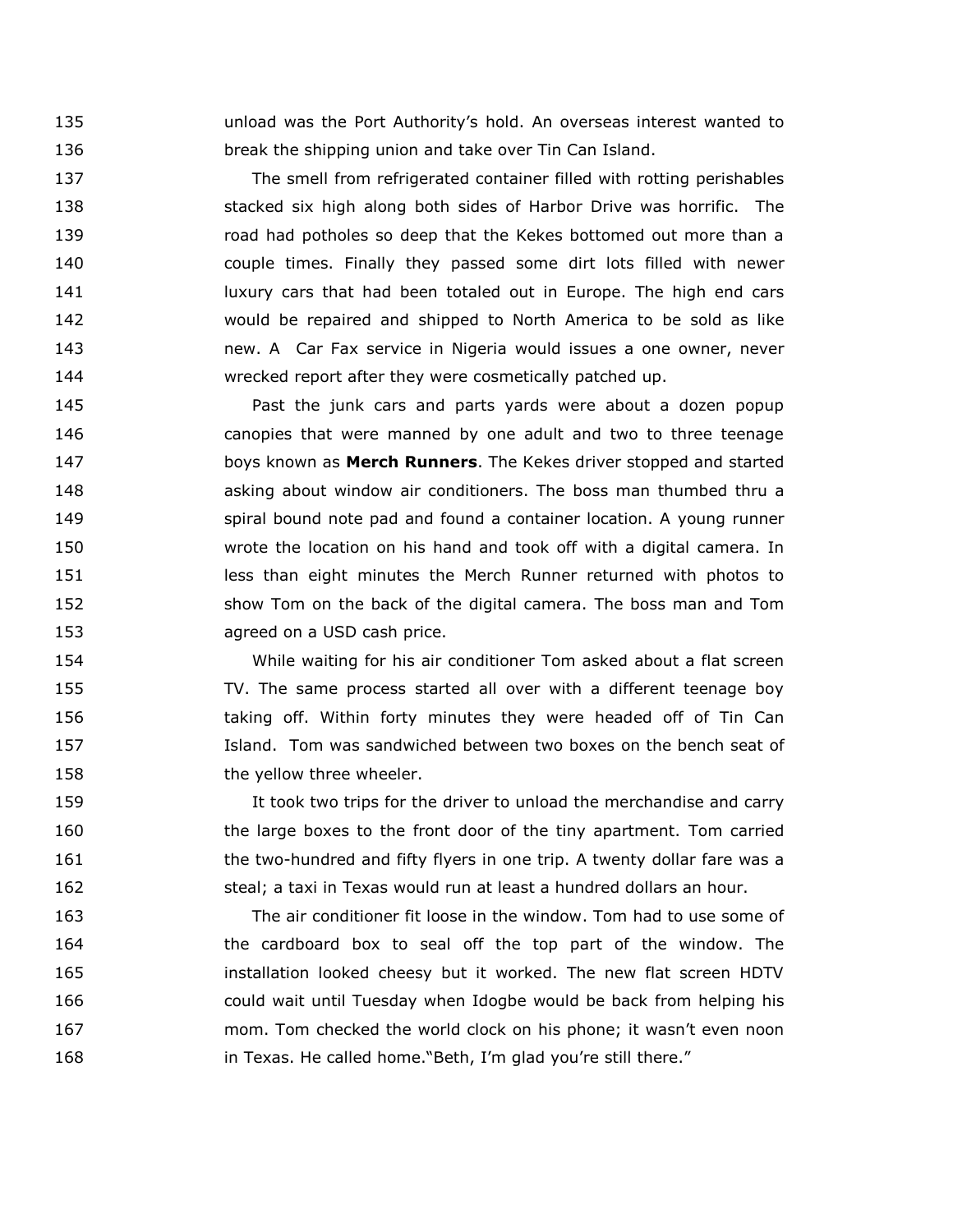unload was the Port Authority's hold. An overseas interest wanted to break the shipping union and take over Tin Can Island.

The smell from refrigerated container filled with rotting perishables stacked six high along both sides of Harbor Drive was horrific. The road had potholes so deep that the Kekes bottomed out more than a couple times. Finally they passed some dirt lots filled with newer luxury cars that had been totaled out in Europe. The high end cars would be repaired and shipped to North America to be sold as like new. A Car Fax service in Nigeria would issues a one owner, never wrecked report after they were cosmetically patched up.

Past the junk cars and parts yards were about a dozen popup canopies that were manned by one adult and two to three teenage boys known as **Merch Runners**. The Kekes driver stopped and started asking about window air conditioners. The boss man thumbed thru a spiral bound note pad and found a container location. A young runner wrote the location on his hand and took off with a digital camera. In less than eight minutes the Merch Runner returned with photos to show Tom on the back of the digital camera. The boss man and Tom agreed on a USD cash price.

While waiting for his air conditioner Tom asked about a flat screen TV. The same process started all over with a different teenage boy taking off. Within forty minutes they were headed off of Tin Can Island. Tom was sandwiched between two boxes on the bench seat of the yellow three wheeler.

It took two trips for the driver to unload the merchandise and carry the large boxes to the front door of the tiny apartment. Tom carried the two-hundred and fifty flyers in one trip. A twenty dollar fare was a steal; a taxi in Texas would run at least a hundred dollars an hour.

The air conditioner fit loose in the window. Tom had to use some of the cardboard box to seal off the top part of the window. The installation looked cheesy but it worked. The new flat screen HDTV could wait until Tuesday when Idogbe would be back from helping his mom. Tom checked the world clock on his phone; it wasn't even noon in Texas. He called home."Beth, I'm glad you're still there."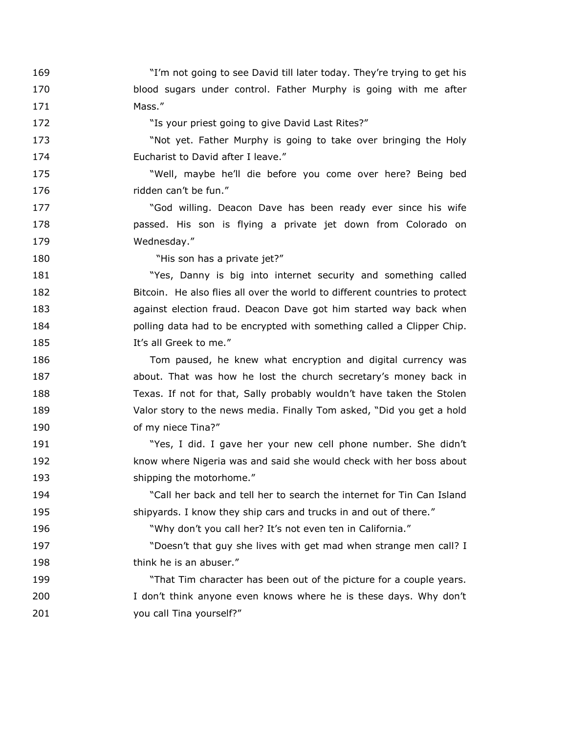"I'm not going to see David till later today. They're trying to get his blood sugars under control. Father Murphy is going with me after Mass."

"Is your priest going to give David Last Rites?"

"Not yet. Father Murphy is going to take over bringing the Holy Eucharist to David after I leave."

"Well, maybe he'll die before you come over here? Being bed ridden can't be fun."

"God willing. Deacon Dave has been ready ever since his wife passed. His son is flying a private jet down from Colorado on Wednesday."

"His son has a private jet?"

"Yes, Danny is big into internet security and something called Bitcoin. He also flies all over the world to different countries to protect against election fraud. Deacon Dave got him started way back when polling data had to be encrypted with something called a Clipper Chip. It's all Greek to me."

Tom paused, he knew what encryption and digital currency was about. That was how he lost the church secretary's money back in Texas. If not for that, Sally probably wouldn't have taken the Stolen Valor story to the news media. Finally Tom asked, "Did you get a hold of my niece Tina?"

"Yes, I did. I gave her your new cell phone number. She didn't know where Nigeria was and said she would check with her boss about shipping the motorhome."

"Call her back and tell her to search the internet for Tin Can Island shipyards. I know they ship cars and trucks in and out of there."

"Why don't you call her? It's not even ten in California."

"Doesn't that guy she lives with get mad when strange men call? I think he is an abuser."

"That Tim character has been out of the picture for a couple years. I don't think anyone even knows where he is these days. Why don't you call Tina yourself?"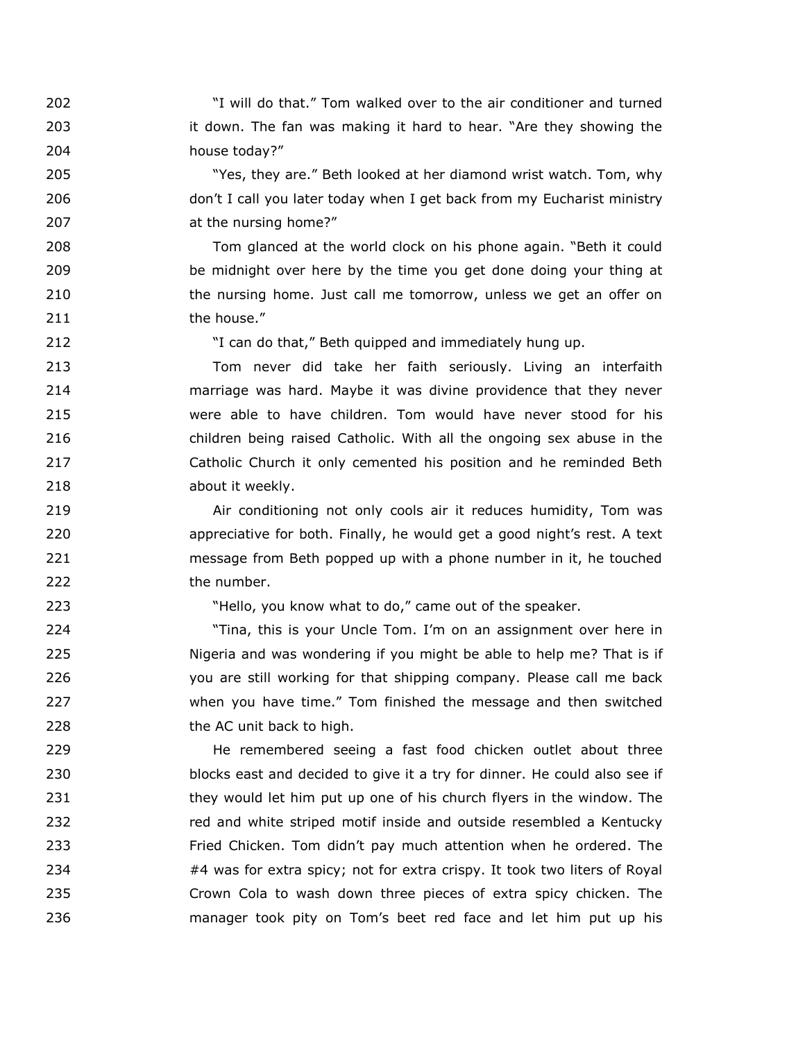"I will do that." Tom walked over to the air conditioner and turned it down. The fan was making it hard to hear. "Are they showing the house today?"

"Yes, they are." Beth looked at her diamond wrist watch. Tom, why don't I call you later today when I get back from my Eucharist ministry at the nursing home?"

Tom glanced at the world clock on his phone again. "Beth it could be midnight over here by the time you get done doing your thing at the nursing home. Just call me tomorrow, unless we get an offer on the house."

"I can do that," Beth quipped and immediately hung up.

Tom never did take her faith seriously. Living an interfaith marriage was hard. Maybe it was divine providence that they never were able to have children. Tom would have never stood for his children being raised Catholic. With all the ongoing sex abuse in the Catholic Church it only cemented his position and he reminded Beth about it weekly.

Air conditioning not only cools air it reduces humidity, Tom was appreciative for both. Finally, he would get a good night's rest. A text message from Beth popped up with a phone number in it, he touched the number.

"Hello, you know what to do," came out of the speaker.

"Tina, this is your Uncle Tom. I'm on an assignment over here in Nigeria and was wondering if you might be able to help me? That is if you are still working for that shipping company. Please call me back when you have time." Tom finished the message and then switched the AC unit back to high.

He remembered seeing a fast food chicken outlet about three blocks east and decided to give it a try for dinner. He could also see if they would let him put up one of his church flyers in the window. The red and white striped motif inside and outside resembled a Kentucky Fried Chicken. Tom didn't pay much attention when he ordered. The #4 was for extra spicy; not for extra crispy. It took two liters of Royal Crown Cola to wash down three pieces of extra spicy chicken. The manager took pity on Tom's beet red face and let him put up his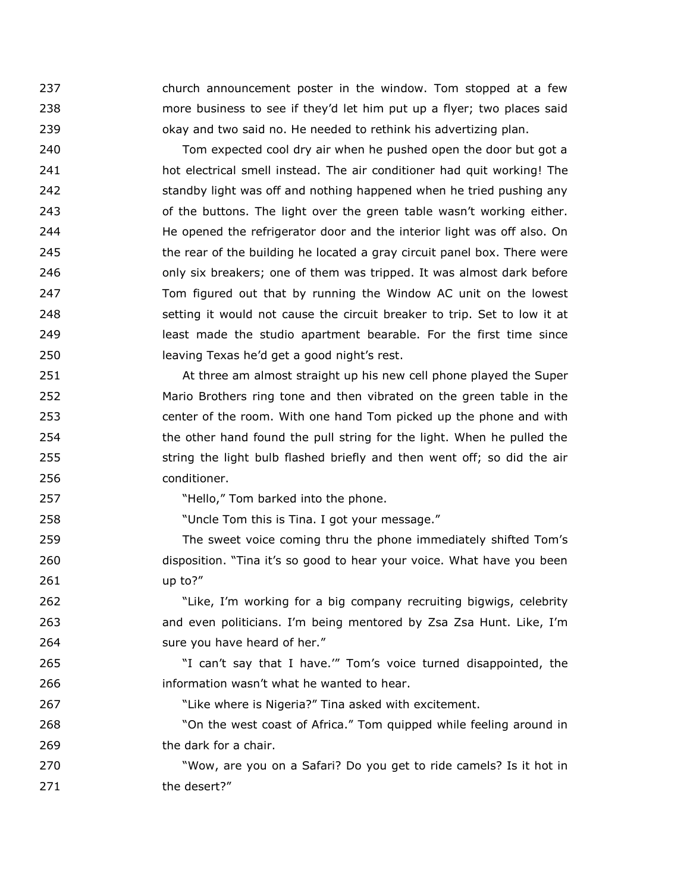church announcement poster in the window. Tom stopped at a few more business to see if they'd let him put up a flyer; two places said okay and two said no. He needed to rethink his advertizing plan.

Tom expected cool dry air when he pushed open the door but got a hot electrical smell instead. The air conditioner had quit working! The standby light was off and nothing happened when he tried pushing any of the buttons. The light over the green table wasn't working either. He opened the refrigerator door and the interior light was off also. On the rear of the building he located a gray circuit panel box. There were only six breakers; one of them was tripped. It was almost dark before Tom figured out that by running the Window AC unit on the lowest setting it would not cause the circuit breaker to trip. Set to low it at least made the studio apartment bearable. For the first time since leaving Texas he'd get a good night's rest.

At three am almost straight up his new cell phone played the Super Mario Brothers ring tone and then vibrated on the green table in the center of the room. With one hand Tom picked up the phone and with the other hand found the pull string for the light. When he pulled the string the light bulb flashed briefly and then went off; so did the air conditioner.

"Hello," Tom barked into the phone.

"Uncle Tom this is Tina. I got your message."

The sweet voice coming thru the phone immediately shifted Tom's disposition. "Tina it's so good to hear your voice. What have you been up to?"

"Like, I'm working for a big company recruiting bigwigs, celebrity and even politicians. I'm being mentored by Zsa Zsa Hunt. Like, I'm sure you have heard of her."

"I can't say that I have.'" Tom's voice turned disappointed, the information wasn't what he wanted to hear.

"Like where is Nigeria?" Tina asked with excitement.

"On the west coast of Africa." Tom quipped while feeling around in the dark for a chair.

"Wow, are you on a Safari? Do you get to ride camels? Is it hot in the desert?"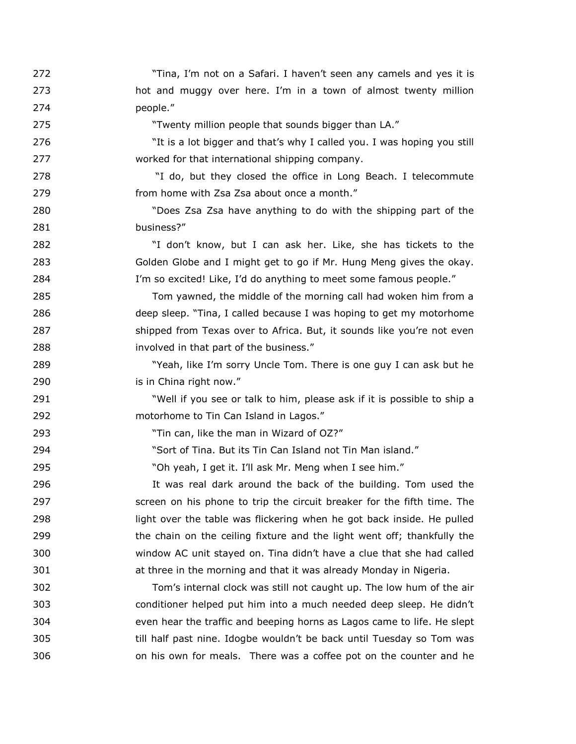"Tina, I'm not on a Safari. I haven't seen any camels and yes it is hot and muggy over here. I'm in a town of almost twenty million people."

"Twenty million people that sounds bigger than LA."

"It is a lot bigger and that's why I called you. I was hoping you still worked for that international shipping company.

"I do, but they closed the office in Long Beach. I telecommute from home with Zsa Zsa about once a month."

"Does Zsa Zsa have anything to do with the shipping part of the business?"

"I don't know, but I can ask her. Like, she has tickets to the Golden Globe and I might get to go if Mr. Hung Meng gives the okay. I'm so excited! Like, I'd do anything to meet some famous people."

Tom yawned, the middle of the morning call had woken him from a deep sleep. "Tina, I called because I was hoping to get my motorhome shipped from Texas over to Africa. But, it sounds like you're not even involved in that part of the business."

"Yeah, like I'm sorry Uncle Tom. There is one guy I can ask but he is in China right now."

"Well if you see or talk to him, please ask if it is possible to ship a motorhome to Tin Can Island in Lagos."

"Tin can, like the man in Wizard of OZ?"

"Sort of Tina. But its Tin Can Island not Tin Man island."

"Oh yeah, I get it. I'll ask Mr. Meng when I see him."

It was real dark around the back of the building. Tom used the screen on his phone to trip the circuit breaker for the fifth time. The light over the table was flickering when he got back inside. He pulled the chain on the ceiling fixture and the light went off; thankfully the window AC unit stayed on. Tina didn't have a clue that she had called at three in the morning and that it was already Monday in Nigeria.

Tom's internal clock was still not caught up. The low hum of the air conditioner helped put him into a much needed deep sleep. He didn't even hear the traffic and beeping horns as Lagos came to life. He slept till half past nine. Idogbe wouldn't be back until Tuesday so Tom was on his own for meals. There was a coffee pot on the counter and he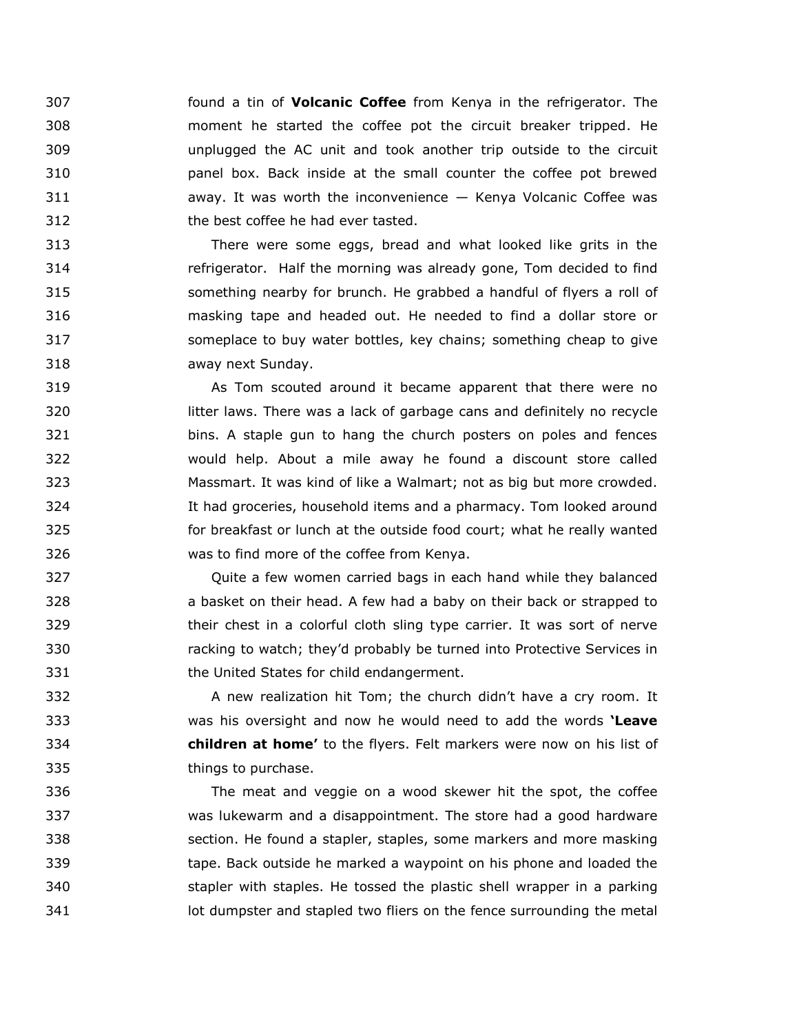found a tin of **Volcanic Coffee** from Kenya in the refrigerator. The moment he started the coffee pot the circuit breaker tripped. He unplugged the AC unit and took another trip outside to the circuit panel box. Back inside at the small counter the coffee pot brewed away. It was worth the inconvenience — Kenya Volcanic Coffee was the best coffee he had ever tasted.

There were some eggs, bread and what looked like grits in the refrigerator. Half the morning was already gone, Tom decided to find something nearby for brunch. He grabbed a handful of flyers a roll of masking tape and headed out. He needed to find a dollar store or someplace to buy water bottles, key chains; something cheap to give away next Sunday.

As Tom scouted around it became apparent that there were no litter laws. There was a lack of garbage cans and definitely no recycle bins. A staple gun to hang the church posters on poles and fences would help. About a mile away he found a discount store called Massmart. It was kind of like a Walmart; not as big but more crowded. It had groceries, household items and a pharmacy. Tom looked around for breakfast or lunch at the outside food court; what he really wanted was to find more of the coffee from Kenya.

Quite a few women carried bags in each hand while they balanced a basket on their head. A few had a baby on their back or strapped to their chest in a colorful cloth sling type carrier. It was sort of nerve racking to watch; they'd probably be turned into Protective Services in the United States for child endangerment.

A new realization hit Tom; the church didn't have a cry room. It was his oversight and now he would need to add the words **'Leave children at home'** to the flyers. Felt markers were now on his list of things to purchase.

The meat and veggie on a wood skewer hit the spot, the coffee was lukewarm and a disappointment. The store had a good hardware section. He found a stapler, staples, some markers and more masking tape. Back outside he marked a waypoint on his phone and loaded the stapler with staples. He tossed the plastic shell wrapper in a parking lot dumpster and stapled two fliers on the fence surrounding the metal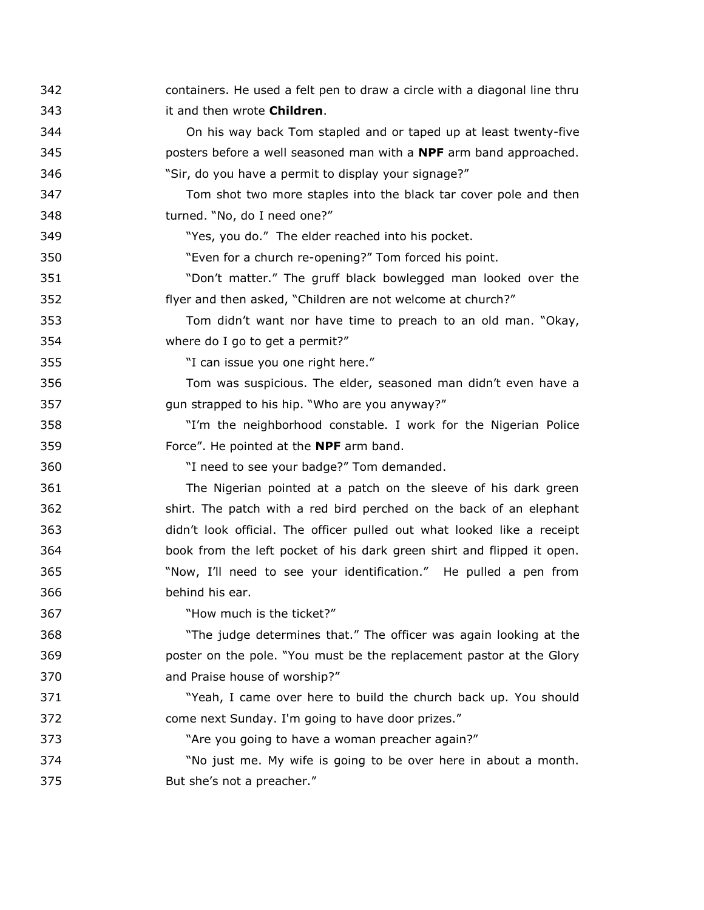containers. He used a felt pen to draw a circle with a diagonal line thru it and then wrote **Children**.

On his way back Tom stapled and or taped up at least twenty-five posters before a well seasoned man with a **NPF** arm band approached. "Sir, do you have a permit to display your signage?"

Tom shot two more staples into the black tar cover pole and then turned. "No, do I need one?"

"Yes, you do." The elder reached into his pocket.

"Even for a church re-opening?" Tom forced his point.

"Don't matter." The gruff black bowlegged man looked over the flyer and then asked, "Children are not welcome at church?"

Tom didn't want nor have time to preach to an old man. "Okay, where do I go to get a permit?"

"I can issue you one right here."

Tom was suspicious. The elder, seasoned man didn't even have a gun strapped to his hip. "Who are you anyway?"

"I'm the neighborhood constable. I work for the Nigerian Police Force". He pointed at the **NPF** arm band.

"I need to see your badge?" Tom demanded.

The Nigerian pointed at a patch on the sleeve of his dark green shirt. The patch with a red bird perched on the back of an elephant didn't look official. The officer pulled out what looked like a receipt book from the left pocket of his dark green shirt and flipped it open. "Now, I'll need to see your identification." He pulled a pen from behind his ear.

"How much is the ticket?"

"The judge determines that." The officer was again looking at the poster on the pole. "You must be the replacement pastor at the Glory and Praise house of worship?"

"Yeah, I came over here to build the church back up. You should come next Sunday. I'm going to have door prizes."

"Are you going to have a woman preacher again?"

"No just me. My wife is going to be over here in about a month. But she's not a preacher."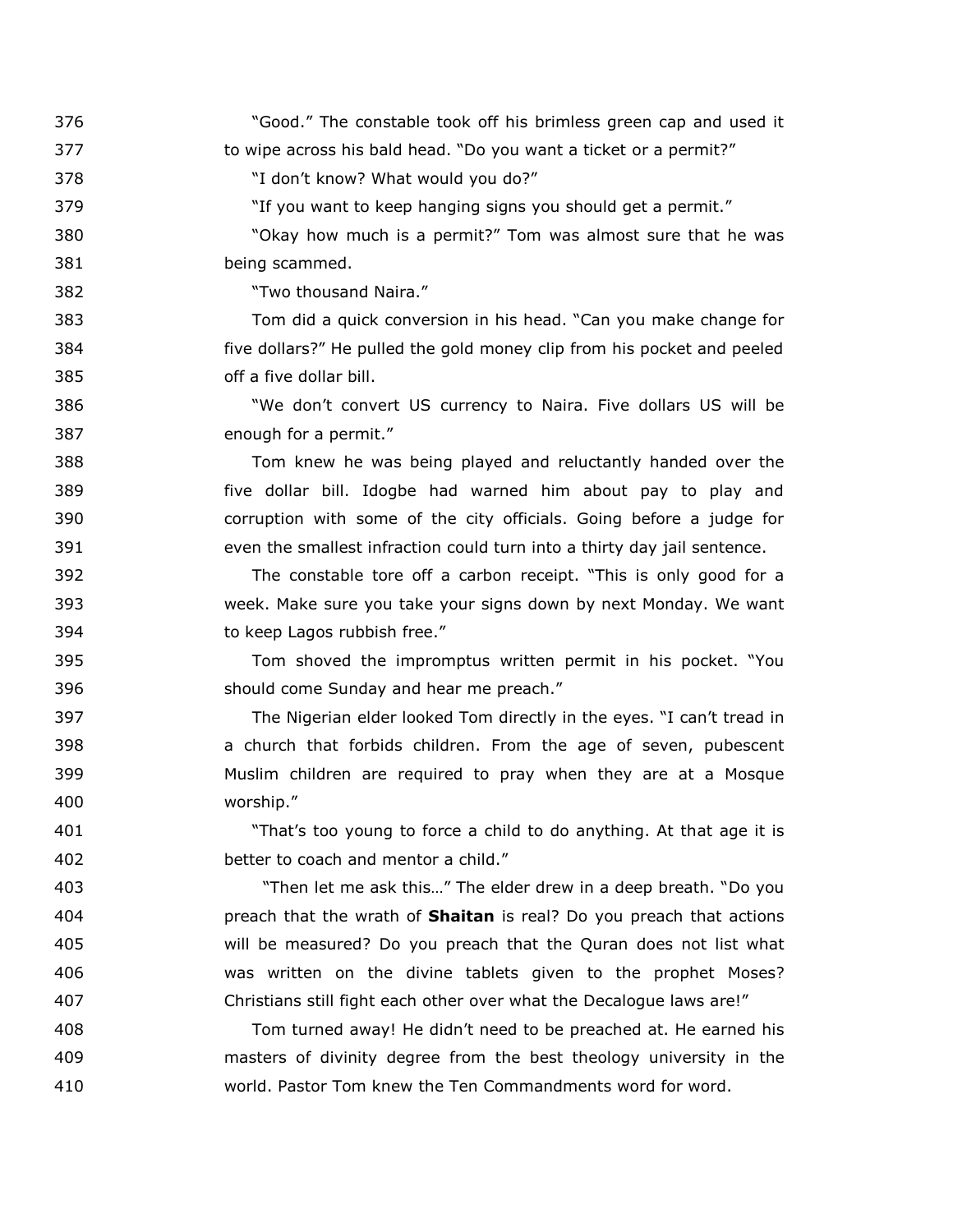"Good." The constable took off his brimless green cap and used it to wipe across his bald head. "Do you want a ticket or a permit?"

"I don't know? What would you do?"

"If you want to keep hanging signs you should get a permit."

"Okay how much is a permit?" Tom was almost sure that he was being scammed.

"Two thousand Naira."

Tom did a quick conversion in his head. "Can you make change for five dollars?" He pulled the gold money clip from his pocket and peeled off a five dollar bill.

"We don't convert US currency to Naira. Five dollars US will be enough for a permit."

Tom knew he was being played and reluctantly handed over the five dollar bill. Idogbe had warned him about pay to play and corruption with some of the city officials. Going before a judge for even the smallest infraction could turn into a thirty day jail sentence.

The constable tore off a carbon receipt. "This is only good for a week. Make sure you take your signs down by next Monday. We want to keep Lagos rubbish free."

Tom shoved the impromptus written permit in his pocket. "You should come Sunday and hear me preach."

The Nigerian elder looked Tom directly in the eyes. "I can't tread in a church that forbids children. From the age of seven, pubescent Muslim children are required to pray when they are at a Mosque worship."

"That's too young to force a child to do anything. At that age it is better to coach and mentor a child."

"Then let me ask this…" The elder drew in a deep breath. "Do you preach that the wrath of **Shaitan** is real? Do you preach that actions will be measured? Do you preach that the Quran does not list what was written on the divine tablets given to the prophet Moses? Christians still fight each other over what the Decalogue laws are!"

Tom turned away! He didn't need to be preached at. He earned his masters of divinity degree from the best theology university in the world. Pastor Tom knew the Ten Commandments word for word.